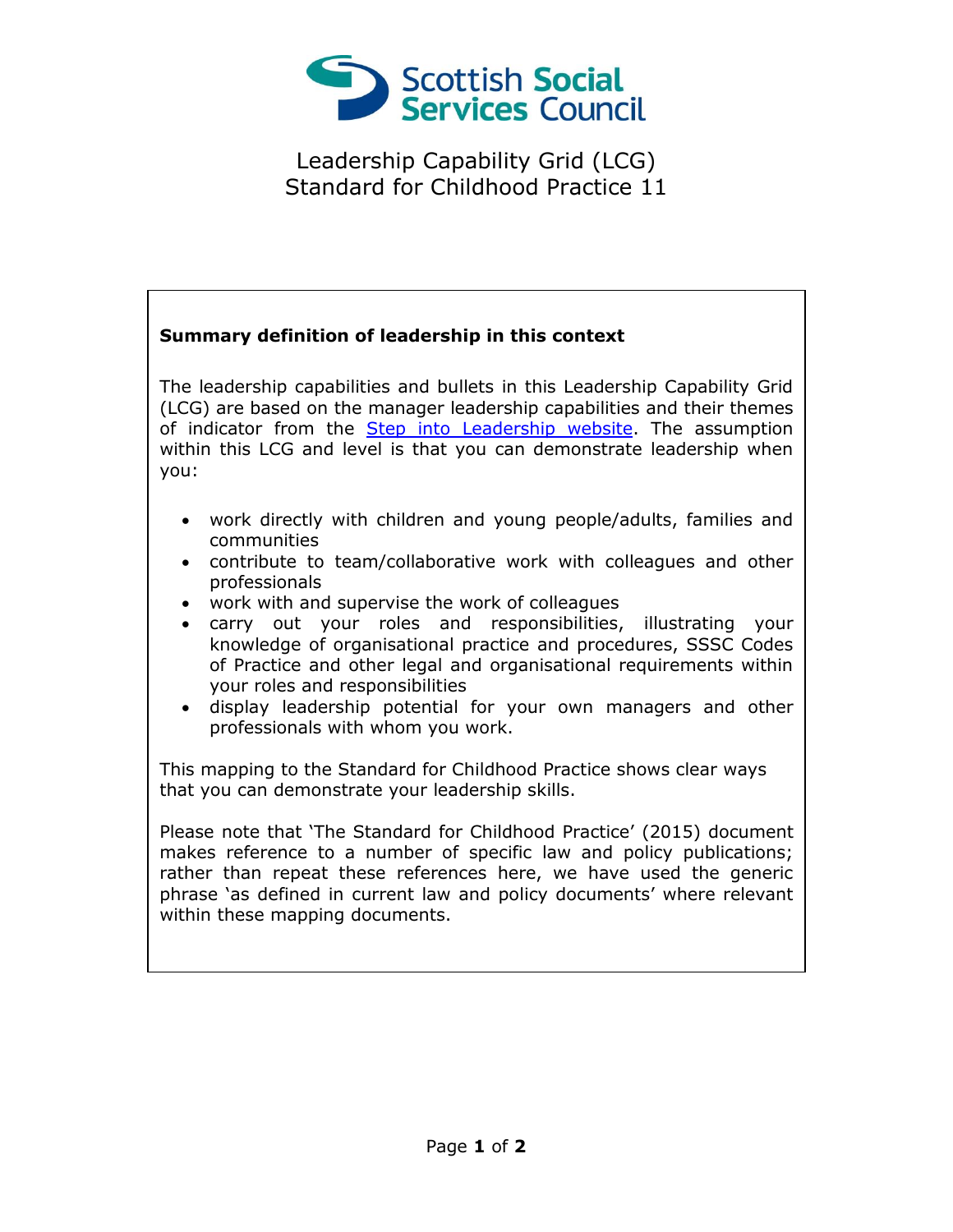# Leadership Capability Grid (LCG)
# Standard for Childhood Practice 11

**Summary definition of leadership in this context**

The leadership capabilities and bullets in this Leadership Capability Grid (LCG) are based on the manager leadership capabilities and their themes of indicator from the Step into Leadership website. The assumption within this LCG and level is that you can demonstrate leadership when you:

- work directly with children and young people/adults, families and communities
- contribute to team/collaborative work with colleagues and other professionals
- work with and supervise the work of colleagues
- carry out your roles and responsibilities, illustrating your knowledge of organisational practice and procedures, SSSC Codes of Practice and other legal and organisational requirements within your roles and responsibilities
- display leadership potential for your own managers and other professionals with whom you work.

This mapping to the Standard for Childhood Practice shows clear ways that you can demonstrate your leadership skills.

Please note that 'The Standard for Childhood Practice' (2015) document makes reference to a number of specific law and policy publications; rather than repeat these references here, we have used the generic phrase 'as defined in current law and policy documents' where relevant within these mapping documents.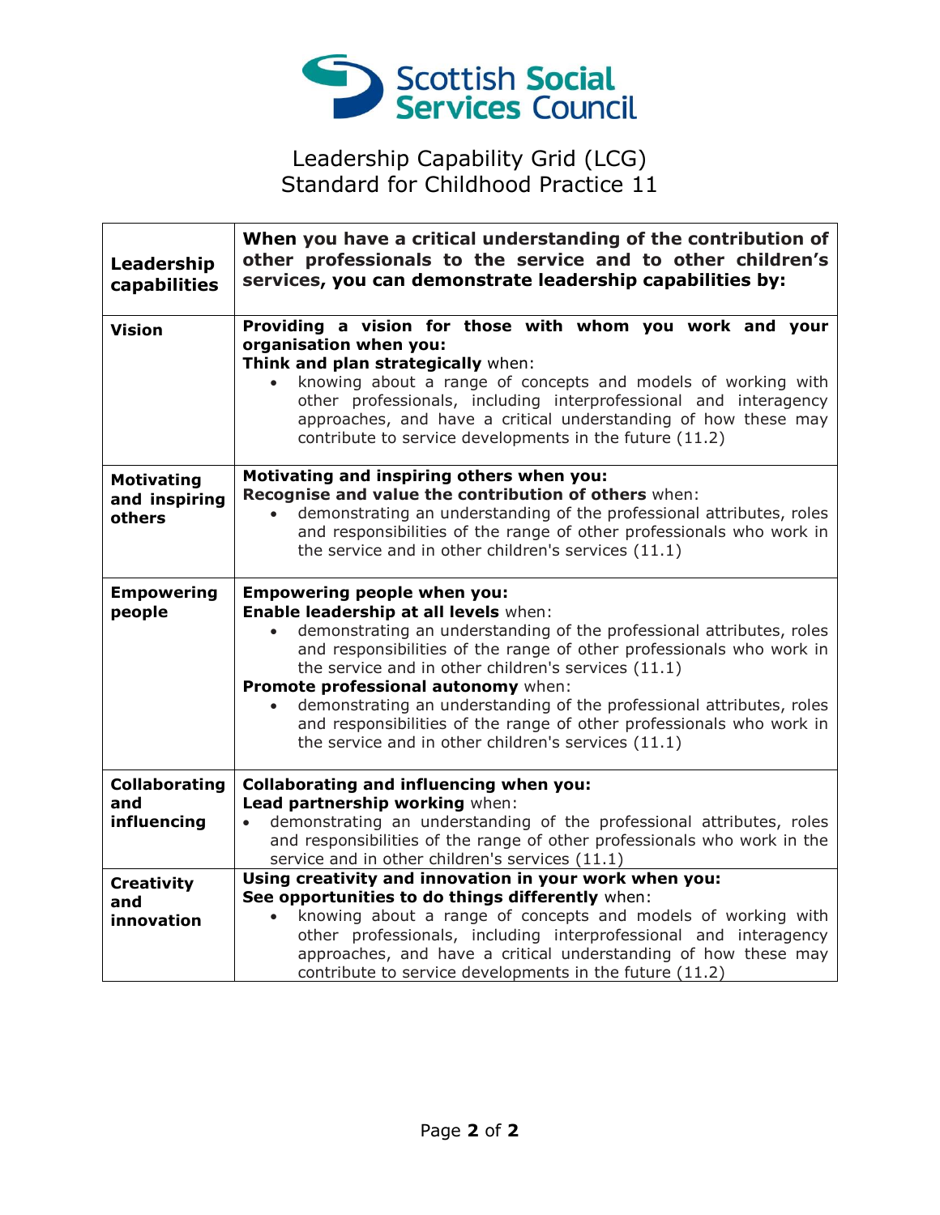Scottish Social Services Council

# Leadership Capability Grid (LCG)
# Standard for Childhood Practice 11

| **Leadership capabilities** | **When you have a critical understanding of the contribution of other professionals to the service and to other children's services, you can demonstrate leadership capabilities by:** |
|---|---|
| **Vision** | **Providing a vision for those with whom you work and your organisation when you:**<br>**Think and plan strategically** when:<br>• knowing about a range of concepts and models of working with other professionals, including interprofessional and interagency approaches, and have a critical understanding of how these may contribute to service developments in the future (11.2) |
| **Motivating and inspiring others** | **Motivating and inspiring others when you:**<br>**Recognise and value the contribution of others** when:<br>• demonstrating an understanding of the professional attributes, roles and responsibilities of the range of other professionals who work in the service and in other children's services (11.1) |
| **Empowering people** | **Empowering people when you:**<br>**Enable leadership at all levels** when:<br>• demonstrating an understanding of the professional attributes, roles and responsibilities of the range of other professionals who work in the service and in other children's services (11.1)<br>**Promote professional autonomy** when:<br>• demonstrating an understanding of the professional attributes, roles and responsibilities of the range of other professionals who work in the service and in other children's services (11.1) |
| **Collaborating and influencing** | **Collaborating and influencing when you:**<br>**Lead partnership working** when:<br>• demonstrating an understanding of the professional attributes, roles and responsibilities of the range of other professionals who work in the service and in other children's services (11.1) |
| **Creativity and innovation** | **Using creativity and innovation in your work when you:**<br>**See opportunities to do things differently** when:<br>• knowing about a range of concepts and models of working with other professionals, including interprofessional and interagency approaches, and have a critical understanding of how these may contribute to service developments in the future (11.2) |